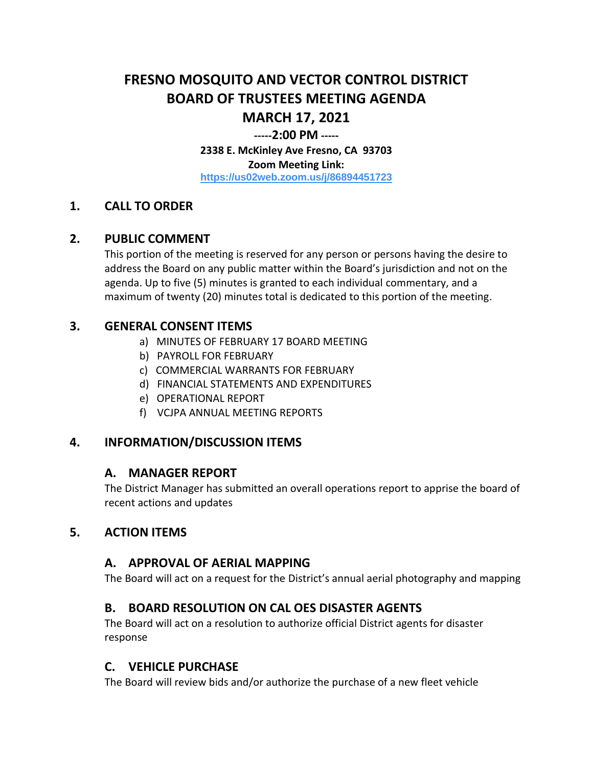# FRESNO MOSQUITO AND VECTOR CONTROL DISTRICT
# BOARD OF TRUSTEES MEETING AGENDA
# MARCH 17, 2021

**-----2:00 PM -----**

**2338 E. McKinley Ave Fresno, CA 93703**

**Zoom Meeting Link:**

**https://us02web.zoom.us/j/86894451723**

## 1. CALL TO ORDER

## 2. PUBLIC COMMENT

This portion of the meeting is reserved for any person or persons having the desire to address the Board on any public matter within the Board's jurisdiction and not on the agenda. Up to five (5) minutes is granted to each individual commentary, and a maximum of twenty (20) minutes total is dedicated to this portion of the meeting.

## 3. GENERAL CONSENT ITEMS

a) MINUTES OF FEBRUARY 17 BOARD MEETING
b) PAYROLL FOR FEBRUARY
c) COMMERCIAL WARRANTS FOR FEBRUARY
d) FINANCIAL STATEMENTS AND EXPENDITURES
e) OPERATIONAL REPORT
f) VCJPA ANNUAL MEETING REPORTS

## 4. INFORMATION/DISCUSSION ITEMS

### A. MANAGER REPORT

The District Manager has submitted an overall operations report to apprise the board of recent actions and updates

## 5. ACTION ITEMS

### A. APPROVAL OF AERIAL MAPPING

The Board will act on a request for the District's annual aerial photography and mapping

### B. BOARD RESOLUTION ON CAL OES DISASTER AGENTS

The Board will act on a resolution to authorize official District agents for disaster response

### C. VEHICLE PURCHASE

The Board will review bids and/or authorize the purchase of a new fleet vehicle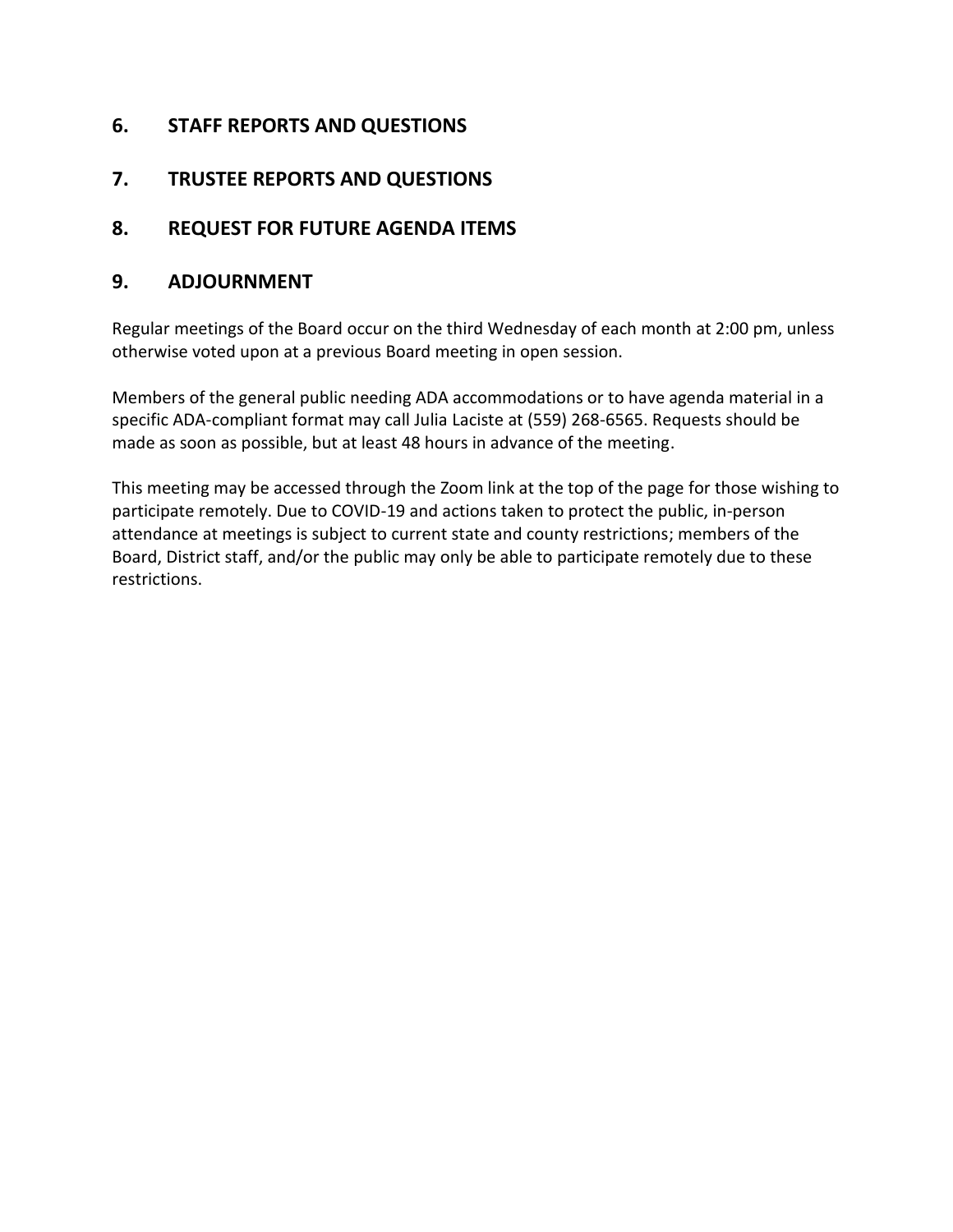## 6. STAFF REPORTS AND QUESTIONS

## 7. TRUSTEE REPORTS AND QUESTIONS

## 8. REQUEST FOR FUTURE AGENDA ITEMS

## 9. ADJOURNMENT

Regular meetings of the Board occur on the third Wednesday of each month at 2:00 pm, unless otherwise voted upon at a previous Board meeting in open session.

Members of the general public needing ADA accommodations or to have agenda material in a specific ADA-compliant format may call Julia Laciste at (559) 268-6565. Requests should be made as soon as possible, but at least 48 hours in advance of the meeting.

This meeting may be accessed through the Zoom link at the top of the page for those wishing to participate remotely. Due to COVID-19 and actions taken to protect the public, in-person attendance at meetings is subject to current state and county restrictions; members of the Board, District staff, and/or the public may only be able to participate remotely due to these restrictions.